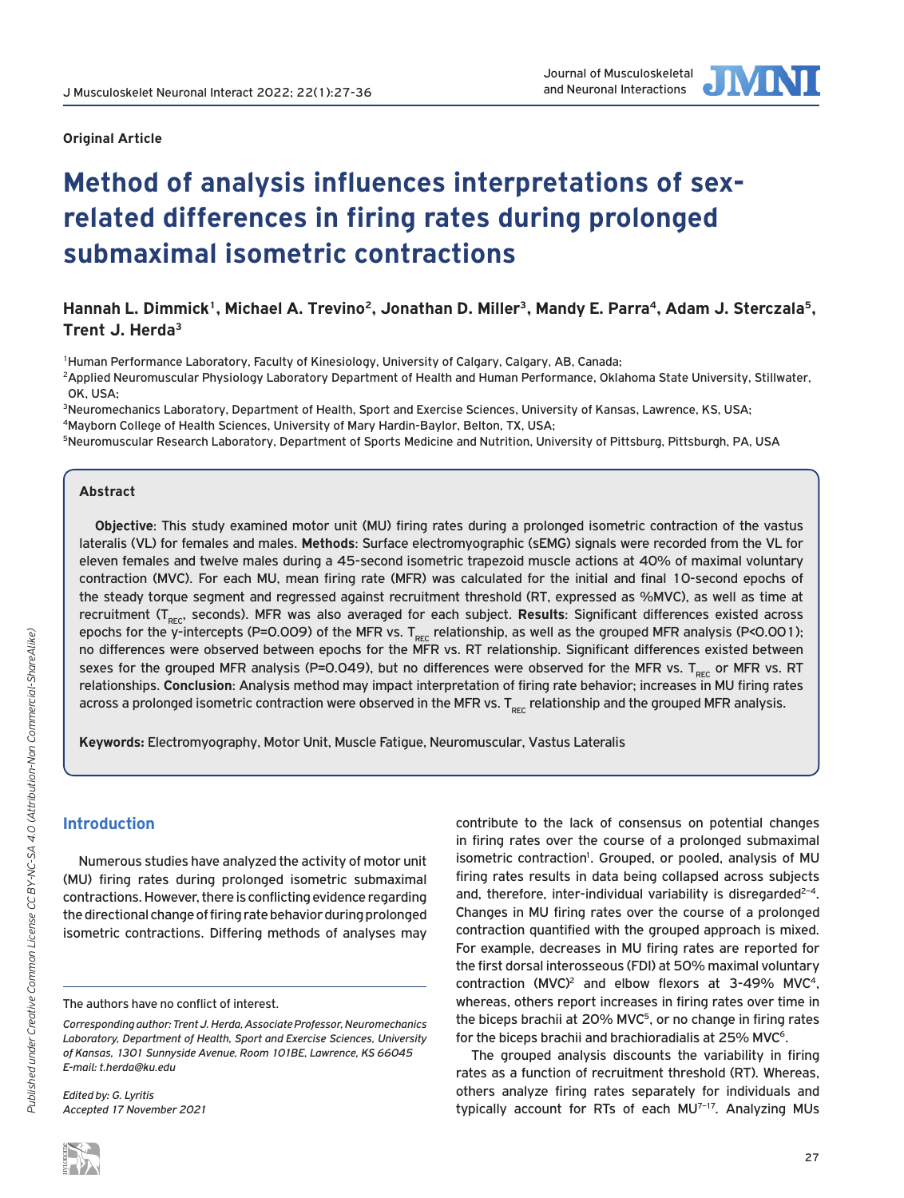Original Article

# Method of analysis influences interpretations of sex-related differences in firing rates during prolonged submaximal isometric contractions

**Hannah L. Dimmick[1], Michael A. Trevino[2], Jonathan D. Miller[3], Mandy E. Parra[4], Adam J. Sterczala[5], Trent J. Herda[3]**

[1]Human Performance Laboratory, Faculty of Kinesiology, University of Calgary, Calgary, AB, Canada;
[2]Applied Neuromuscular Physiology Laboratory Department of Health and Human Performance, Oklahoma State University, Stillwater, OK, USA;
[3]Neuromechanics Laboratory, Department of Health, Sport and Exercise Sciences, University of Kansas, Lawrence, KS, USA;
[4]Mayborn College of Health Sciences, University of Mary Hardin-Baylor, Belton, TX, USA;
[5]Neuromuscular Research Laboratory, Department of Sports Medicine and Nutrition, University of Pittsburgh, Pittsburgh, PA, USA

## Abstract

**Objective**: This study examined motor unit (MU) firing rates during a prolonged isometric contraction of the vastus lateralis (VL) for females and males. **Methods**: Surface electromyographic (sEMG) signals were recorded from the VL for eleven females and twelve males during a 45-second isometric trapezoid muscle actions at 40% of maximal voluntary contraction (MVC). For each MU, mean firing rate (MFR) was calculated for the initial and final 10-second epochs of the steady torque segment and regressed against recruitment threshold (RT, expressed as %MVC), as well as time at recruitment ($T_{REC}$, seconds). MFR was also averaged for each subject. **Results**: Significant differences existed across epochs for the y-intercepts (P=0.009) of the MFR vs. $T_{REC}$ relationship, as well as the grouped MFR analysis (P<0.001); no differences were observed between epochs for the MFR vs. RT relationship. Significant differences existed between sexes for the grouped MFR analysis (P=0.049), but no differences were observed for the MFR vs. $T_{REC}$ or MFR vs. RT relationships. **Conclusion**: Analysis method may impact interpretation of firing rate behavior; increases in MU firing rates across a prolonged isometric contraction were observed in the MFR vs. $T_{REC}$ relationship and the grouped MFR analysis.

**Keywords:** Electromyography, Motor Unit, Muscle Fatigue, Neuromuscular, Vastus Lateralis

## Introduction

Numerous studies have analyzed the activity of motor unit (MU) firing rates during prolonged isometric submaximal contractions. However, there is conflicting evidence regarding the directional change of firing rate behavior during prolonged isometric contractions. Differing methods of analyses may contribute to the lack of consensus on potential changes in firing rates over the course of a prolonged submaximal isometric contraction[1]. Grouped, or pooled, analysis of MU firing rates results in data being collapsed across subjects and, therefore, inter-individual variability is disregarded[2–4]. Changes in MU firing rates over the course of a prolonged contraction quantified with the grouped approach is mixed. For example, decreases in MU firing rates are reported for the first dorsal interosseous (FDI) at 50% maximal voluntary contraction (MVC)[2] and elbow flexors at 3-49% MVC[4], whereas, others report increases in firing rates over time in the biceps brachii at 20% MVC[5], or no change in firing rates for the biceps brachii and brachioradialis at 25% MVC[6].

The grouped analysis discounts the variability in firing rates as a function of recruitment threshold (RT). Whereas, others analyze firing rates separately for individuals and typically account for RTs of each MU[7–17]. Analyzing MUs

The authors have no conflict of interest.

*Corresponding author: Trent J. Herda, Associate Professor, Neuromechanics Laboratory, Department of Health, Sport and Exercise Sciences, University of Kansas, 1301 Sunnyside Avenue, Room 101BE, Lawrence, KS 66045*
*E-mail: t.herda@ku.edu*

*Edited by: G. Lyritis*
*Accepted 17 November 2021*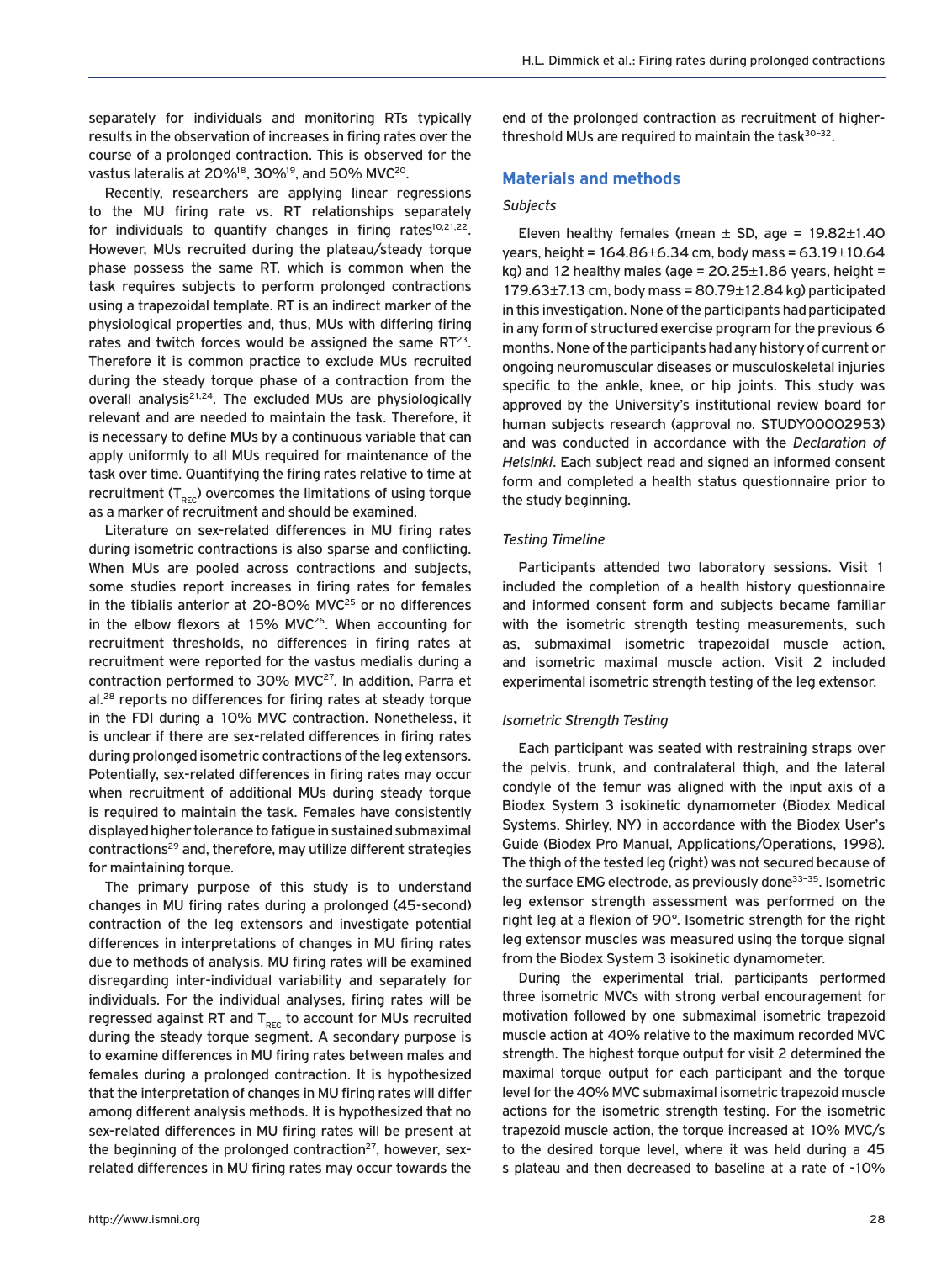separately for individuals and monitoring RTs typically results in the observation of increases in firing rates over the course of a prolonged contraction. This is observed for the vastus lateralis at 20%[18], 30%[19], and 50% MVC[20].

Recently, researchers are applying linear regressions to the MU firing rate vs. RT relationships separately for individuals to quantify changes in firing rates[10,21,22]. However, MUs recruited during the plateau/steady torque phase possess the same RT, which is common when the task requires subjects to perform prolonged contractions using a trapezoidal template. RT is an indirect marker of the physiological properties and, thus, MUs with differing firing rates and twitch forces would be assigned the same RT[23]. Therefore it is common practice to exclude MUs recruited during the steady torque phase of a contraction from the overall analysis[21,24]. The excluded MUs are physiologically relevant and are needed to maintain the task. Therefore, it is necessary to define MUs by a continuous variable that can apply uniformly to all MUs required for maintenance of the task over time. Quantifying the firing rates relative to time at recruitment ($T_{REC}$) overcomes the limitations of using torque as a marker of recruitment and should be examined.

Literature on sex-related differences in MU firing rates during isometric contractions is also sparse and conflicting. When MUs are pooled across contractions and subjects, some studies report increases in firing rates for females in the tibialis anterior at 20-80% MVC[25] or no differences in the elbow flexors at 15% MVC[26]. When accounting for recruitment thresholds, no differences in firing rates at recruitment were reported for the vastus medialis during a contraction performed to 30% MVC[27]. In addition, Parra et al.[28] reports no differences for firing rates at steady torque in the FDI during a 10% MVC contraction. Nonetheless, it is unclear if there are sex-related differences in firing rates during prolonged isometric contractions of the leg extensors. Potentially, sex-related differences in firing rates may occur when recruitment of additional MUs during steady torque is required to maintain the task. Females have consistently displayed higher tolerance to fatigue in sustained submaximal contractions[29] and, therefore, may utilize different strategies for maintaining torque.

The primary purpose of this study is to understand changes in MU firing rates during a prolonged (45-second) contraction of the leg extensors and investigate potential differences in interpretations of changes in MU firing rates due to methods of analysis. MU firing rates will be examined disregarding inter-individual variability and separately for individuals. For the individual analyses, firing rates will be regressed against RT and $T_{REC}$ to account for MUs recruited during the steady torque segment. A secondary purpose is to examine differences in MU firing rates between males and females during a prolonged contraction. It is hypothesized that the interpretation of changes in MU firing rates will differ among different analysis methods. It is hypothesized that no sex-related differences in MU firing rates will be present at the beginning of the prolonged contraction[27], however, sex-related differences in MU firing rates may occur towards the end of the prolonged contraction as recruitment of higher-threshold MUs are required to maintain the task[30–32].

## Materials and methods

### *Subjects*

Eleven healthy females (mean ± SD, age = 19.82±1.40 years, height = 164.86±6.34 cm, body mass = 63.19±10.64 kg) and 12 healthy males (age = 20.25±1.86 years, height = 179.63±7.13 cm, body mass = 80.79±12.84 kg) participated in this investigation. None of the participants had participated in any form of structured exercise program for the previous 6 months. None of the participants had any history of current or ongoing neuromuscular diseases or musculoskeletal injuries specific to the ankle, knee, or hip joints. This study was approved by the University's institutional review board for human subjects research (approval no. STUDY00002953) and was conducted in accordance with the *Declaration of Helsinki*. Each subject read and signed an informed consent form and completed a health status questionnaire prior to the study beginning.

### *Testing Timeline*

Participants attended two laboratory sessions. Visit 1 included the completion of a health history questionnaire and informed consent form and subjects became familiar with the isometric strength testing measurements, such as, submaximal isometric trapezoidal muscle action, and isometric maximal muscle action. Visit 2 included experimental isometric strength testing of the leg extensor.

### *Isometric Strength Testing*

Each participant was seated with restraining straps over the pelvis, trunk, and contralateral thigh, and the lateral condyle of the femur was aligned with the input axis of a Biodex System 3 isokinetic dynamometer (Biodex Medical Systems, Shirley, NY) in accordance with the Biodex User's Guide (Biodex Pro Manual, Applications/Operations, 1998). The thigh of the tested leg (right) was not secured because of the surface EMG electrode, as previously done[33–35]. Isometric leg extensor strength assessment was performed on the right leg at a flexion of 90°. Isometric strength for the right leg extensor muscles was measured using the torque signal from the Biodex System 3 isokinetic dynamometer.

During the experimental trial, participants performed three isometric MVCs with strong verbal encouragement for motivation followed by one submaximal isometric trapezoid muscle action at 40% relative to the maximum recorded MVC strength. The highest torque output for visit 2 determined the maximal torque output for each participant and the torque level for the 40% MVC submaximal isometric trapezoid muscle actions for the isometric strength testing. For the isometric trapezoid muscle action, the torque increased at 10% MVC/s to the desired torque level, where it was held during a 45 s plateau and then decreased to baseline at a rate of -10%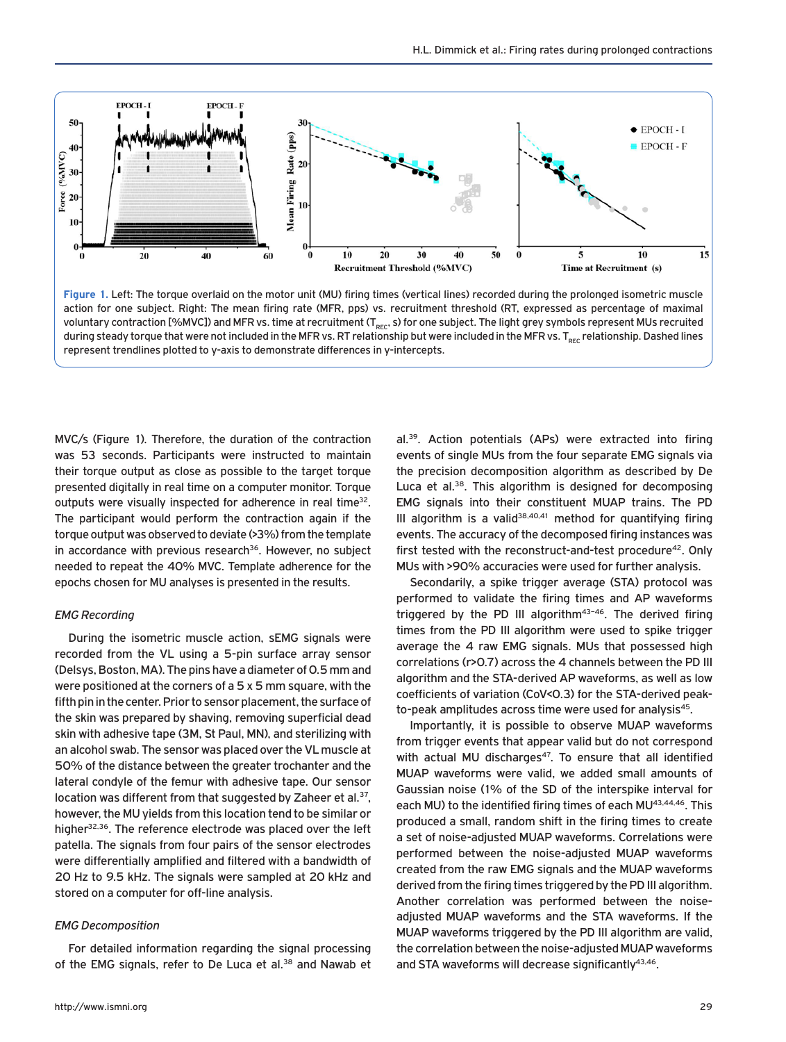Figure 1. Left: The torque overlaid on the motor unit (MU) firing times (vertical lines) recorded during the prolonged isometric muscle action for one subject. Right: The mean firing rate (MFR, pps) vs. recruitment threshold (RT, expressed as percentage of maximal voluntary contraction [%MVC]) and MFR vs. time at recruitment ($T_{REC}$, s) for one subject. The light grey symbols represent MUs recruited during steady torque that were not included in the MFR vs. RT relationship but were included in the MFR vs. $T_{REC}$ relationship. Dashed lines represent trendlines plotted to y-axis to demonstrate differences in y-intercepts.

MVC/s (Figure 1). Therefore, the duration of the contraction was 53 seconds. Participants were instructed to maintain their torque output as close as possible to the target torque presented digitally in real time on a computer monitor. Torque outputs were visually inspected for adherence in real time[32]. The participant would perform the contraction again if the torque output was observed to deviate (>3%) from the template in accordance with previous research[36]. However, no subject needed to repeat the 40% MVC. Template adherence for the epochs chosen for MU analyses is presented in the results.

*EMG Recording*

During the isometric muscle action, sEMG signals were recorded from the VL using a 5-pin surface array sensor (Delsys, Boston, MA). The pins have a diameter of 0.5 mm and were positioned at the corners of a 5 x 5 mm square, with the fifth pin in the center. Prior to sensor placement, the surface of the skin was prepared by shaving, removing superficial dead skin with adhesive tape (3M, St Paul, MN), and sterilizing with an alcohol swab. The sensor was placed over the VL muscle at 50% of the distance between the greater trochanter and the lateral condyle of the femur with adhesive tape. Our sensor location was different from that suggested by Zaheer et al.[37], however, the MU yields from this location tend to be similar or higher[32,36]. The reference electrode was placed over the left patella. The signals from four pairs of the sensor electrodes were differentially amplified and filtered with a bandwidth of 20 Hz to 9.5 kHz. The signals were sampled at 20 kHz and stored on a computer for off-line analysis.

*EMG Decomposition*

For detailed information regarding the signal processing of the EMG signals, refer to De Luca et al.[38] and Nawab et al.[39]. Action potentials (APs) were extracted into firing events of single MUs from the four separate EMG signals via the precision decomposition algorithm as described by De Luca et al.[38]. This algorithm is designed for decomposing EMG signals into their constituent MUAP trains. The PD III algorithm is a valid[38,40,41] method for quantifying firing events. The accuracy of the decomposed firing instances was first tested with the reconstruct-and-test procedure[42]. Only MUs with >90% accuracies were used for further analysis.

Secondarily, a spike trigger average (STA) protocol was performed to validate the firing times and AP waveforms triggered by the PD III algorithm[43-46]. The derived firing times from the PD III algorithm were used to spike trigger average the 4 raw EMG signals. MUs that possessed high correlations (r>0.7) across the 4 channels between the PD III algorithm and the STA-derived AP waveforms, as well as low coefficients of variation (CoV<0.3) for the STA-derived peak-to-peak amplitudes across time were used for analysis[45].

Importantly, it is possible to observe MUAP waveforms from trigger events that appear valid but do not correspond with actual MU discharges[47]. To ensure that all identified MUAP waveforms were valid, we added small amounts of Gaussian noise (1% of the SD of the interspike interval for each MU) to the identified firing times of each MU[43,44,46]. This produced a small, random shift in the firing times to create a set of noise-adjusted MUAP waveforms. Correlations were performed between the noise-adjusted MUAP waveforms created from the raw EMG signals and the MUAP waveforms derived from the firing times triggered by the PD III algorithm. Another correlation was performed between the noise-adjusted MUAP waveforms and the STA waveforms. If the MUAP waveforms triggered by the PD III algorithm are valid, the correlation between the noise-adjusted MUAP waveforms and STA waveforms will decrease significantly[43,46].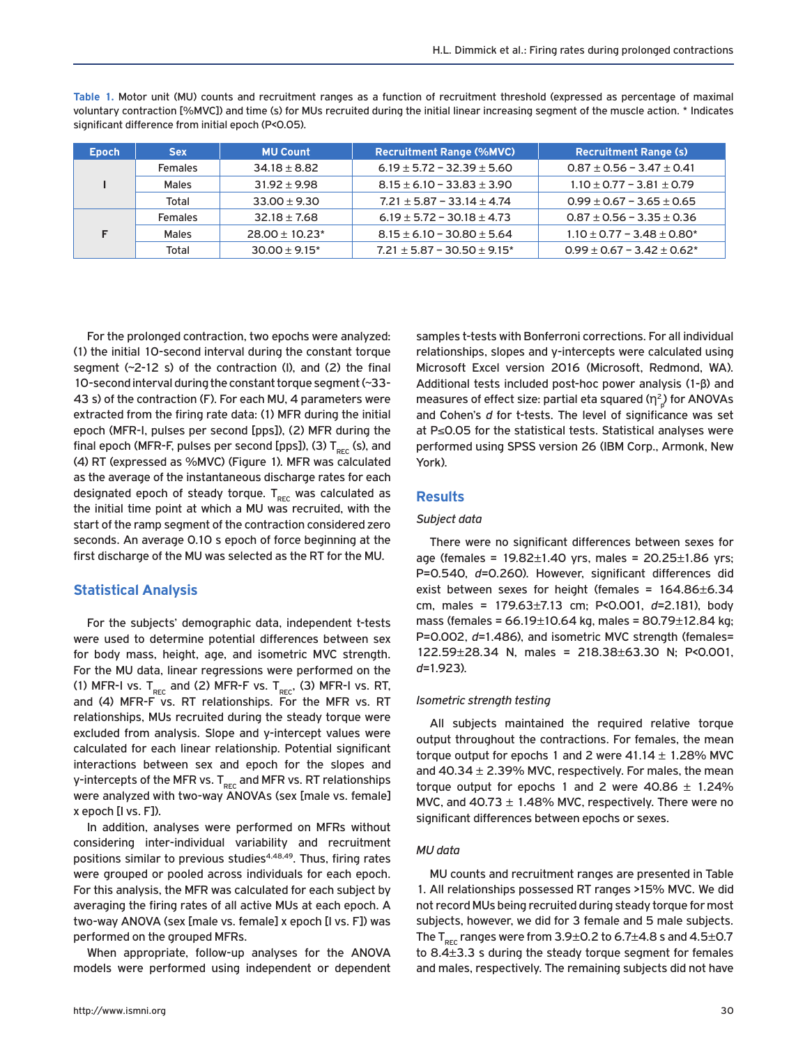Table 1. Motor unit (MU) counts and recruitment ranges as a function of recruitment threshold (expressed as percentage of maximal voluntary contraction [%MVC]) and time (s) for MUs recruited during the initial linear increasing segment of the muscle action. * Indicates significant difference from initial epoch (P<0.05).

| Epoch | Sex | MU Count | Recruitment Range (%MVC) | Recruitment Range (s) |
|---|---|---|---|---|
| I | Females | 34.18 ± 8.82 | 6.19 ± 5.72 – 32.39 ± 5.60 | 0.87 ± 0.56 – 3.47 ± 0.41 |
| | Males | 31.92 ± 9.98 | 8.15 ± 6.10 – 33.83 ± 3.90 | 1.10 ± 0.77 – 3.81 ± 0.79 |
| | Total | 33.00 ± 9.30 | 7.21 ± 5.87 – 33.14 ± 4.74 | 0.99 ± 0.67 – 3.65 ± 0.65 |
| F | Females | 32.18 ± 7.68 | 6.19 ± 5.72 – 30.18 ± 4.73 | 0.87 ± 0.56 – 3.35 ± 0.36 |
| | Males | 28.00 ± 10.23* | 8.15 ± 6.10 – 30.80 ± 5.64 | 1.10 ± 0.77 – 3.48 ± 0.80* |
| | Total | 30.00 ± 9.15* | 7.21 ± 5.87 – 30.50 ± 9.15* | 0.99 ± 0.67 – 3.42 ± 0.62* |

For the prolonged contraction, two epochs were analyzed: (1) the initial 10-second interval during the constant torque segment (~2-12 s) of the contraction (I), and (2) the final 10-second interval during the constant torque segment (~33-43 s) of the contraction (F). For each MU, 4 parameters were extracted from the firing rate data: (1) MFR during the initial epoch (MFR-I, pulses per second [pps]), (2) MFR during the final epoch (MFR-F, pulses per second [pps]), (3) $T_{REC}$ (s), and (4) RT (expressed as %MVC) (Figure 1). MFR was calculated as the average of the instantaneous discharge rates for each designated epoch of steady torque. $T_{REC}$ was calculated as the initial time point at which a MU was recruited, with the start of the ramp segment of the contraction considered zero seconds. An average 0.10 s epoch of force beginning at the first discharge of the MU was selected as the RT for the MU.

## Statistical Analysis

For the subjects' demographic data, independent t-tests were used to determine potential differences between sex for body mass, height, age, and isometric MVC strength. For the MU data, linear regressions were performed on the (1) MFR-I vs. $T_{REC}$ and (2) MFR-F vs. $T_{REC}$, (3) MFR-I vs. RT, and (4) MFR-F vs. RT relationships. For the MFR vs. RT relationships, MUs recruited during the steady torque were excluded from analysis. Slope and y-intercept values were calculated for each linear relationship. Potential significant interactions between sex and epoch for the slopes and y-intercepts of the MFR vs. $T_{REC}$ and MFR vs. RT relationships were analyzed with two-way ANOVAs (sex [male vs. female] x epoch [I vs. F]).

In addition, analyses were performed on MFRs without considering inter-individual variability and recruitment positions similar to previous studies[4,48,49]. Thus, firing rates were grouped or pooled across individuals for each epoch. For this analysis, the MFR was calculated for each subject by averaging the firing rates of all active MUs at each epoch. A two-way ANOVA (sex [male vs. female] x epoch [I vs. F]) was performed on the grouped MFRs.

When appropriate, follow-up analyses for the ANOVA models were performed using independent or dependent samples t-tests with Bonferroni corrections. For all individual relationships, slopes and y-intercepts were calculated using Microsoft Excel version 2016 (Microsoft, Redmond, WA). Additional tests included post-hoc power analysis (1-β) and measures of effect size: partial eta squared ($\eta_p^2$) for ANOVAs and Cohen's *d* for t-tests. The level of significance was set at P≤0.05 for the statistical tests. Statistical analyses were performed using SPSS version 26 (IBM Corp., Armonk, New York).

## Results

### *Subject data*

There were no significant differences between sexes for age (females = 19.82±1.40 yrs, males = 20.25±1.86 yrs; P=0.540, *d*=0.260). However, significant differences did exist between sexes for height (females = 164.86±6.34 cm, males = 179.63±7.13 cm; P<0.001, *d*=2.181), body mass (females = 66.19±10.64 kg, males = 80.79±12.84 kg; P=0.002, *d*=1.486), and isometric MVC strength (females= 122.59±28.34 N, males = 218.38±63.30 N; P<0.001, *d*=1.923).

### *Isometric strength testing*

All subjects maintained the required relative torque output throughout the contractions. For females, the mean torque output for epochs 1 and 2 were 41.14 ± 1.28% MVC and 40.34 ± 2.39% MVC, respectively. For males, the mean torque output for epochs 1 and 2 were 40.86 ± 1.24% MVC, and 40.73 ± 1.48% MVC, respectively. There were no significant differences between epochs or sexes.

### *MU data*

MU counts and recruitment ranges are presented in Table 1. All relationships possessed RT ranges >15% MVC. We did not record MUs being recruited during steady torque for most subjects, however, we did for 3 female and 5 male subjects. The $T_{REC}$ ranges were from 3.9±0.2 to 6.7±4.8 s and 4.5±0.7 to 8.4±3.3 s during the steady torque segment for females and males, respectively. The remaining subjects did not have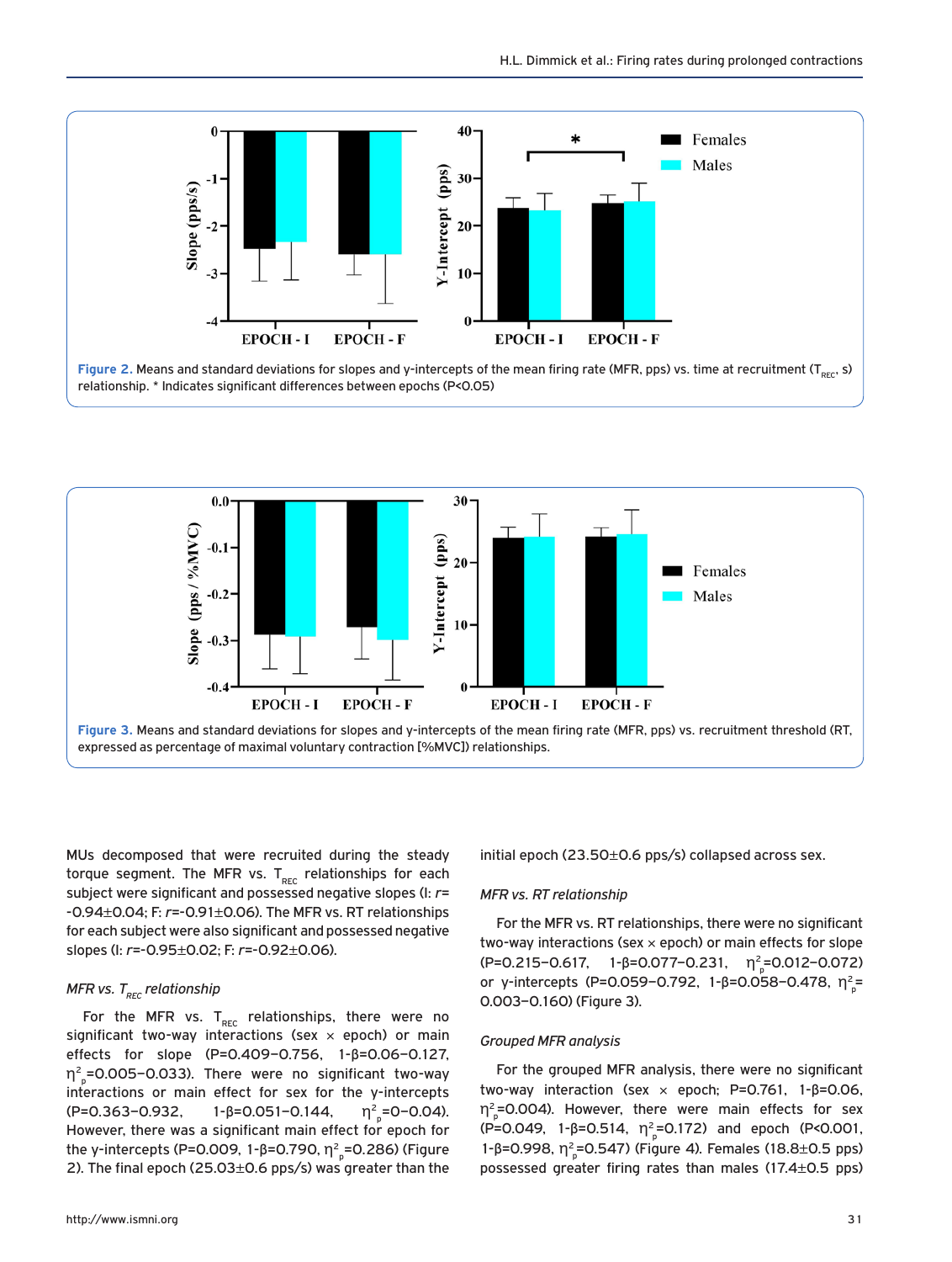Figure 2. Means and standard deviations for slopes and y-intercepts of the mean firing rate (MFR, pps) vs. time at recruitment ($T_{REC}$, s) relationship. * Indicates significant differences between epochs (P<0.05)

Figure 3. Means and standard deviations for slopes and y-intercepts of the mean firing rate (MFR, pps) vs. recruitment threshold (RT, expressed as percentage of maximal voluntary contraction [%MVC]) relationships.

MUs decomposed that were recruited during the steady torque segment. The MFR vs. $T_{REC}$ relationships for each subject were significant and possessed negative slopes (I: *r*=-0.94±0.04; F: *r*=-0.91±0.06). The MFR vs. RT relationships for each subject were also significant and possessed negative slopes (I: *r*=-0.95±0.02; F: *r*=-0.92±0.06).

### *MFR vs. $T_{REC}$ relationship*

For the MFR vs. $T_{REC}$ relationships, there were no significant two-way interactions (sex × epoch) or main effects for slope (P=0.409–0.756, 1-β=0.06–0.127, $\eta^2_p$=0.005–0.033). There were no significant two-way interactions or main effect for sex for the y-intercepts (P=0.363–0.932, 1-β=0.051–0.144, $\eta^2_p$=0–0.04). However, there was a significant main effect for epoch for the y-intercepts (P=0.009, 1-β=0.790, $\eta^2_p$=0.286) (Figure 2). The final epoch (25.03±0.6 pps/s) was greater than the initial epoch (23.50±0.6 pps/s) collapsed across sex.

### *MFR vs. RT relationship*

For the MFR vs. RT relationships, there were no significant two-way interactions (sex × epoch) or main effects for slope (P=0.215–0.617, 1-β=0.077–0.231, $\eta^2_p$=0.012–0.072) or y-intercepts (P=0.059–0.792, 1-β=0.058–0.478, $\eta^2_p$=0.003–0.160) (Figure 3).

### *Grouped MFR analysis*

For the grouped MFR analysis, there were no significant two-way interaction (sex × epoch; P=0.761, 1-β=0.06, $\eta^2_p$=0.004). However, there were main effects for sex (P=0.049, 1-β=0.514, $\eta^2_p$=0.172) and epoch (P<0.001, 1-β=0.998, $\eta^2_p$=0.547) (Figure 4). Females (18.8±0.5 pps) possessed greater firing rates than males (17.4±0.5 pps)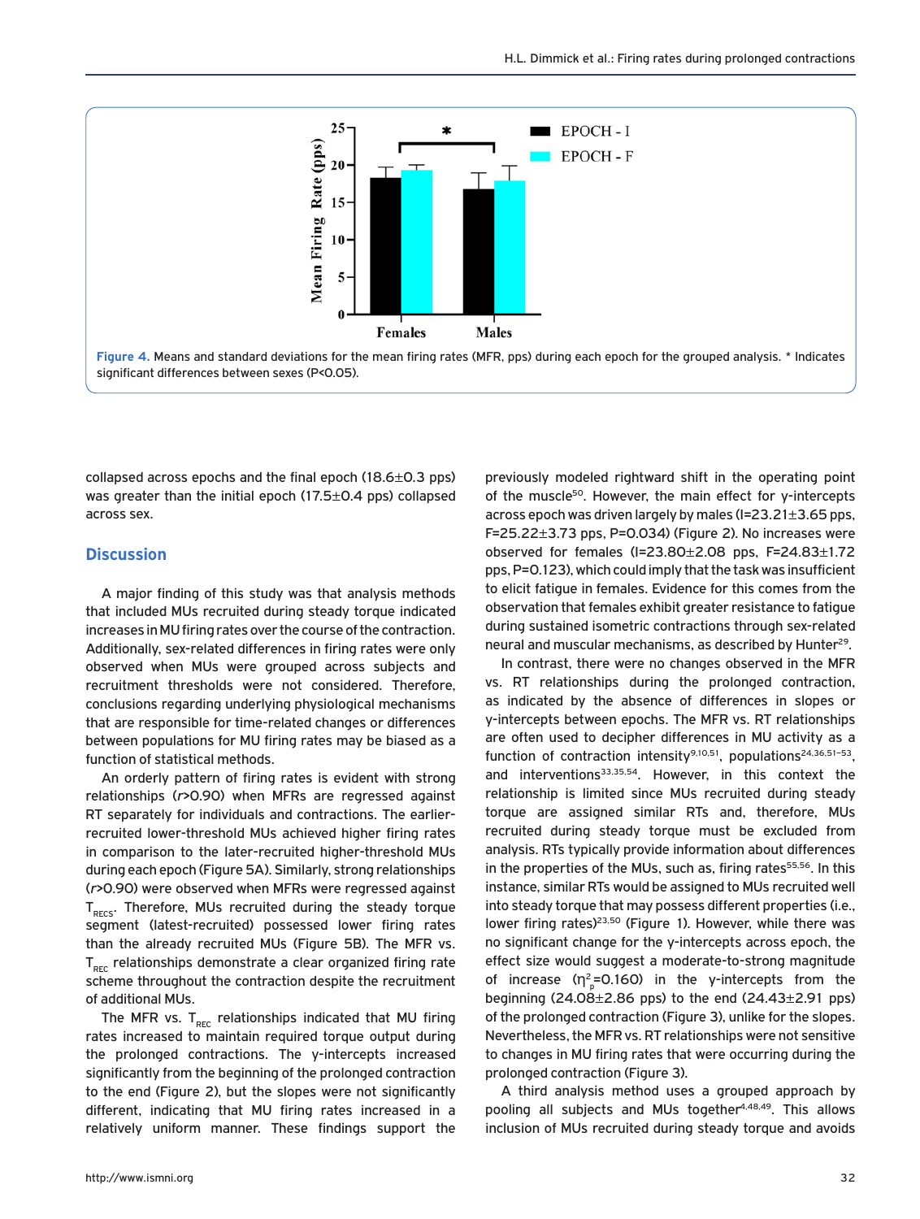Figure 4. Means and standard deviations for the mean firing rates (MFR, pps) during each epoch for the grouped analysis. * Indicates significant differences between sexes (P<0.05).

collapsed across epochs and the final epoch (18.6±0.3 pps) was greater than the initial epoch (17.5±0.4 pps) collapsed across sex.

## Discussion

A major finding of this study was that analysis methods that included MUs recruited during steady torque indicated increases in MU firing rates over the course of the contraction. Additionally, sex-related differences in firing rates were only observed when MUs were grouped across subjects and recruitment thresholds were not considered. Therefore, conclusions regarding underlying physiological mechanisms that are responsible for time-related changes or differences between populations for MU firing rates may be biased as a function of statistical methods.

An orderly pattern of firing rates is evident with strong relationships (*r*>0.90) when MFRs are regressed against RT separately for individuals and contractions. The earlier-recruited lower-threshold MUs achieved higher firing rates in comparison to the later-recruited higher-threshold MUs during each epoch (Figure 5A). Similarly, strong relationships (*r*>0.90) were observed when MFRs were regressed against $T_{RECS}$. Therefore, MUs recruited during the steady torque segment (latest-recruited) possessed lower firing rates than the already recruited MUs (Figure 5B). The MFR vs. $T_{REC}$ relationships demonstrate a clear organized firing rate scheme throughout the contraction despite the recruitment of additional MUs.

The MFR vs. $T_{REC}$ relationships indicated that MU firing rates increased to maintain required torque output during the prolonged contractions. The y-intercepts increased significantly from the beginning of the prolonged contraction to the end (Figure 2), but the slopes were not significantly different, indicating that MU firing rates increased in a relatively uniform manner. These findings support the previously modeled rightward shift in the operating point of the muscle[50]. However, the main effect for y-intercepts across epoch was driven largely by males (I=23.21±3.65 pps, F=25.22±3.73 pps, P=0.034) (Figure 2). No increases were observed for females (I=23.80±2.08 pps, F=24.83±1.72 pps, P=0.123), which could imply that the task was insufficient to elicit fatigue in females. Evidence for this comes from the observation that females exhibit greater resistance to fatigue during sustained isometric contractions through sex-related neural and muscular mechanisms, as described by Hunter[29].

In contrast, there were no changes observed in the MFR vs. RT relationships during the prolonged contraction, as indicated by the absence of differences in slopes or y-intercepts between epochs. The MFR vs. RT relationships are often used to decipher differences in MU activity as a function of contraction intensity[9,10,51], populations[24,36,51–53], and interventions[33,35,54]. However, in this context the relationship is limited since MUs recruited during steady torque are assigned similar RTs and, therefore, MUs recruited during steady torque must be excluded from analysis. RTs typically provide information about differences in the properties of the MUs, such as, firing rates[55,56]. In this instance, similar RTs would be assigned to MUs recruited well into steady torque that may possess different properties (i.e., lower firing rates)[23,50] (Figure 1). However, while there was no significant change for the y-intercepts across epoch, the effect size would suggest a moderate-to-strong magnitude of increase ($\eta^2_p$=0.160) in the y-intercepts from the beginning (24.08±2.86 pps) to the end (24.43±2.91 pps) of the prolonged contraction (Figure 3), unlike for the slopes. Nevertheless, the MFR vs. RT relationships were not sensitive to changes in MU firing rates that were occurring during the prolonged contraction (Figure 3).

A third analysis method uses a grouped approach by pooling all subjects and MUs together[4,48,49]. This allows inclusion of MUs recruited during steady torque and avoids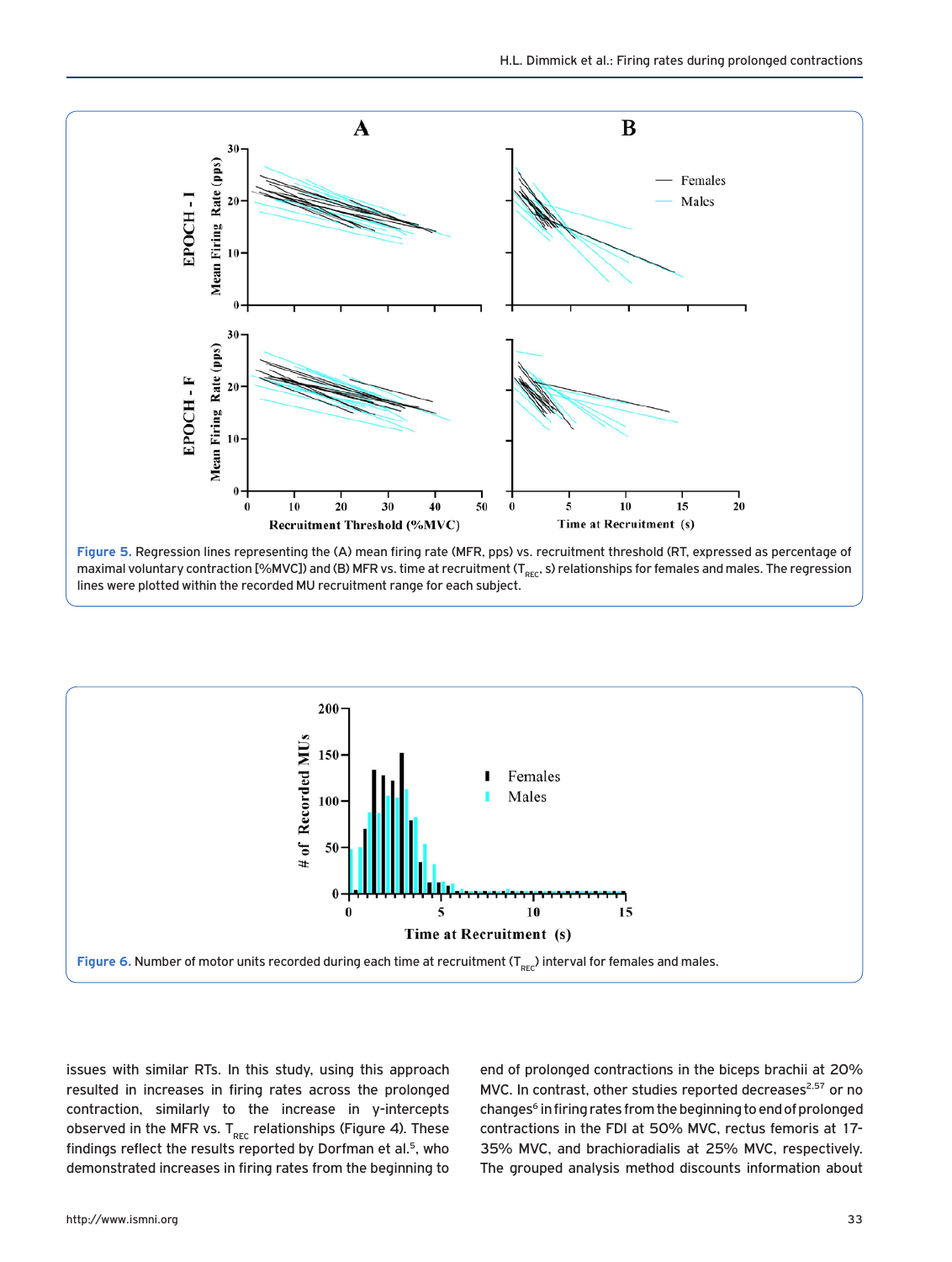Figure 5. Regression lines representing the (A) mean firing rate (MFR, pps) vs. recruitment threshold (RT, expressed as percentage of maximal voluntary contraction [%MVC]) and (B) MFR vs. time at recruitment ($T_{REC}$, s) relationships for females and males. The regression lines were plotted within the recorded MU recruitment range for each subject.

Figure 6. Number of motor units recorded during each time at recruitment ($T_{REC}$) interval for females and males.

issues with similar RTs. In this study, using this approach resulted in increases in firing rates across the prolonged contraction, similarly to the increase in y-intercepts observed in the MFR vs. $T_{REC}$ relationships (Figure 4). These findings reflect the results reported by Dorfman et al.[5], who demonstrated increases in firing rates from the beginning to end of prolonged contractions in the biceps brachii at 20% MVC. In contrast, other studies reported decreases[2,57] or no changes[6] in firing rates from the beginning to end of prolonged contractions in the FDI at 50% MVC, rectus femoris at 17-35% MVC, and brachioradialis at 25% MVC, respectively. The grouped analysis method discounts information about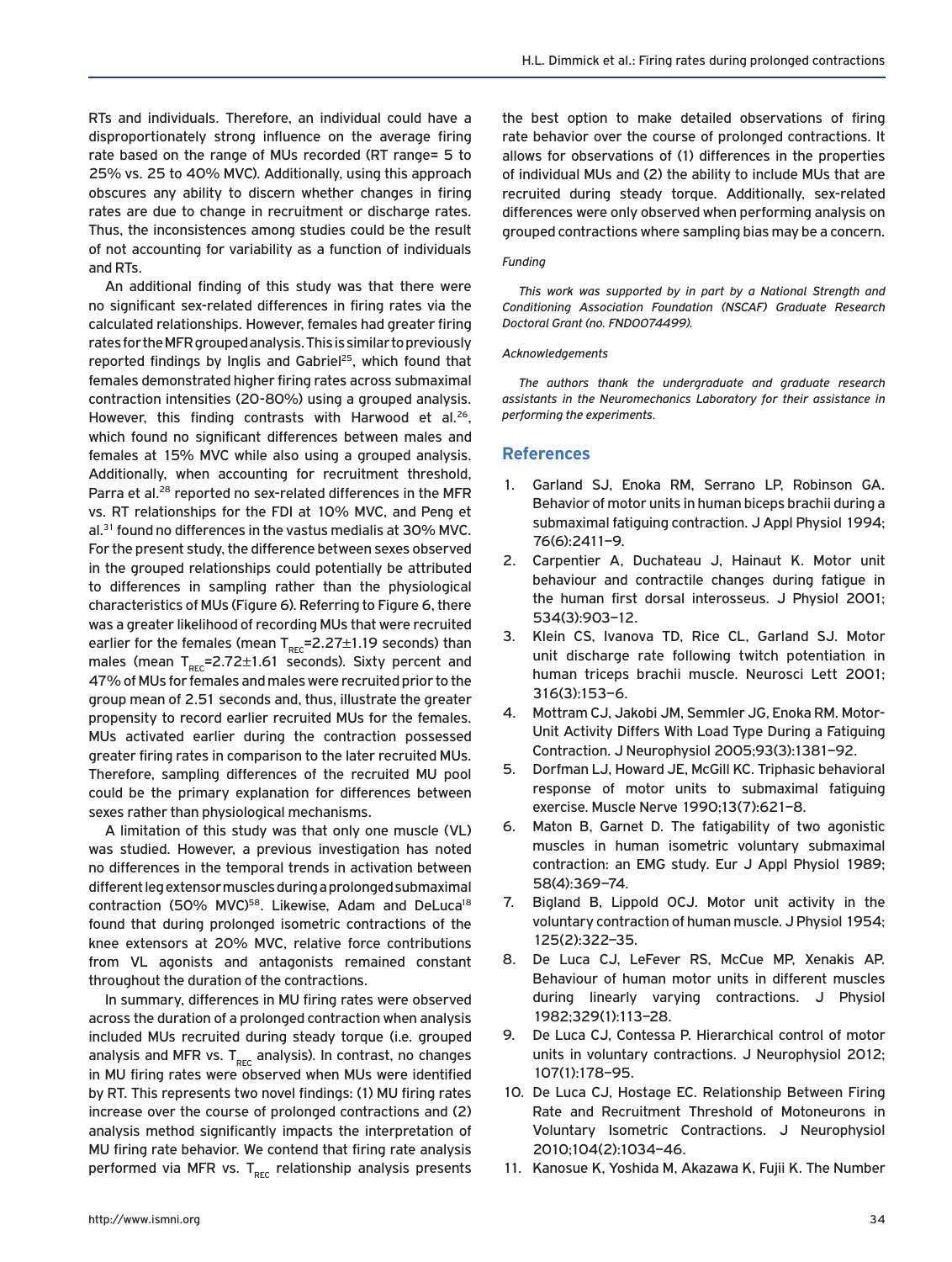RTs and individuals. Therefore, an individual could have a disproportionately strong influence on the average firing rate based on the range of MUs recorded (RT range= 5 to 25% vs. 25 to 40% MVC). Additionally, using this approach obscures any ability to discern whether changes in firing rates are due to change in recruitment or discharge rates. Thus, the inconsistences among studies could be the result of not accounting for variability as a function of individuals and RTs.

An additional finding of this study was that there were no significant sex-related differences in firing rates via the calculated relationships. However, females had greater firing rates for the MFR grouped analysis. This is similar to previously reported findings by Inglis and Gabriel[25], which found that females demonstrated higher firing rates across submaximal contraction intensities (20-80%) using a grouped analysis. However, this finding contrasts with Harwood et al.[26], which found no significant differences between males and females at 15% MVC while also using a grouped analysis. Additionally, when accounting for recruitment threshold, Parra et al.[28] reported no sex-related differences in the MFR vs. RT relationships for the FDI at 10% MVC, and Peng et al.[31] found no differences in the vastus medialis at 30% MVC. For the present study, the difference between sexes observed in the grouped relationships could potentially be attributed to differences in sampling rather than the physiological characteristics of MUs (Figure 6). Referring to Figure 6, there was a greater likelihood of recording MUs that were recruited earlier for the females (mean $T_{REC}$=2.27±1.19 seconds) than males (mean $T_{REC}$=2.72±1.61 seconds). Sixty percent and 47% of MUs for females and males were recruited prior to the group mean of 2.51 seconds and, thus, illustrate the greater propensity to record earlier recruited MUs for the females. MUs activated earlier during the contraction possessed greater firing rates in comparison to the later recruited MUs. Therefore, sampling differences of the recruited MU pool could be the primary explanation for differences between sexes rather than physiological mechanisms.

A limitation of this study was that only one muscle (VL) was studied. However, a previous investigation has noted no differences in the temporal trends in activation between different leg extensor muscles during a prolonged submaximal contraction (50% MVC)[58]. Likewise, Adam and DeLuca[18] found that during prolonged isometric contractions of the knee extensors at 20% MVC, relative force contributions from VL agonists and antagonists remained constant throughout the duration of the contractions.

In summary, differences in MU firing rates were observed across the duration of a prolonged contraction when analysis included MUs recruited during steady torque (i.e. grouped analysis and MFR vs. $T_{REC}$ analysis). In contrast, no changes in MU firing rates were observed when MUs were identified by RT. This represents two novel findings: (1) MU firing rates increase over the course of prolonged contractions and (2) analysis method significantly impacts the interpretation of MU firing rate behavior. We contend that firing rate analysis performed via MFR vs. $T_{REC}$ relationship analysis presents the best option to make detailed observations of firing rate behavior over the course of prolonged contractions. It allows for observations of (1) differences in the properties of individual MUs and (2) the ability to include MUs that are recruited during steady torque. Additionally, sex-related differences were only observed when performing analysis on grouped contractions where sampling bias may be a concern.

*Funding*

*This work was supported by in part by a National Strength and Conditioning Association Foundation (NSCAF) Graduate Research Doctoral Grant (no. FND0074499).*

*Acknowledgements*

*The authors thank the undergraduate and graduate research assistants in the Neuromechanics Laboratory for their assistance in performing the experiments.*

## References

1. Garland SJ, Enoka RM, Serrano LP, Robinson GA. Behavior of motor units in human biceps brachii during a submaximal fatiguing contraction. J Appl Physiol 1994; 76(6):2411–9.
2. Carpentier A, Duchateau J, Hainaut K. Motor unit behaviour and contractile changes during fatigue in the human first dorsal interosseus. J Physiol 2001; 534(3):903–12.
3. Klein CS, Ivanova TD, Rice CL, Garland SJ. Motor unit discharge rate following twitch potentiation in human triceps brachii muscle. Neurosci Lett 2001; 316(3):153–6.
4. Mottram CJ, Jakobi JM, Semmler JG, Enoka RM. Motor-Unit Activity Differs With Load Type During a Fatiguing Contraction. J Neurophysiol 2005;93(3):1381–92.
5. Dorfman LJ, Howard JE, McGill KC. Triphasic behavioral response of motor units to submaximal fatiguing exercise. Muscle Nerve 1990;13(7):621–8.
6. Maton B, Garnet D. The fatigability of two agonistic muscles in human isometric voluntary submaximal contraction: an EMG study. Eur J Appl Physiol 1989; 58(4):369–74.
7. Bigland B, Lippold OCJ. Motor unit activity in the voluntary contraction of human muscle. J Physiol 1954; 125(2):322–35.
8. De Luca CJ, LeFever RS, McCue MP, Xenakis AP. Behaviour of human motor units in different muscles during linearly varying contractions. J Physiol 1982;329(1):113–28.
9. De Luca CJ, Contessa P. Hierarchical control of motor units in voluntary contractions. J Neurophysiol 2012; 107(1):178–95.
10. De Luca CJ, Hostage EC. Relationship Between Firing Rate and Recruitment Threshold of Motoneurons in Voluntary Isometric Contractions. J Neurophysiol 2010;104(2):1034–46.
11. Kanosue K, Yoshida M, Akazawa K, Fujii K. The Number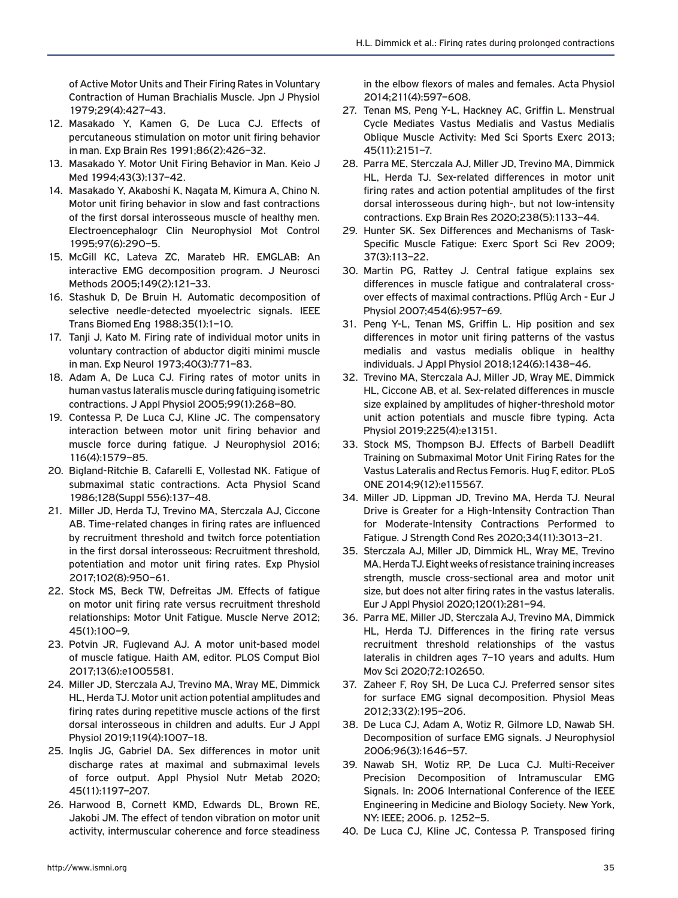of Active Motor Units and Their Firing Rates in Voluntary Contraction of Human Brachialis Muscle. Jpn J Physiol 1979;29(4):427–43.

12. Masakado Y, Kamen G, De Luca CJ. Effects of percutaneous stimulation on motor unit firing behavior in man. Exp Brain Res 1991;86(2):426–32.
13. Masakado Y. Motor Unit Firing Behavior in Man. Keio J Med 1994;43(3):137–42.
14. Masakado Y, Akaboshi K, Nagata M, Kimura A, Chino N. Motor unit firing behavior in slow and fast contractions of the first dorsal interosseous muscle of healthy men. Electroencephalogr Clin Neurophysiol Mot Control 1995;97(6):290–5.
15. McGill KC, Lateva ZC, Marateb HR. EMGLAB: An interactive EMG decomposition program. J Neurosci Methods 2005;149(2):121–33.
16. Stashuk D, De Bruin H. Automatic decomposition of selective needle-detected myoelectric signals. IEEE Trans Biomed Eng 1988;35(1):1–10.
17. Tanji J, Kato M. Firing rate of individual motor units in voluntary contraction of abductor digiti minimi muscle in man. Exp Neurol 1973;40(3):771–83.
18. Adam A, De Luca CJ. Firing rates of motor units in human vastus lateralis muscle during fatiguing isometric contractions. J Appl Physiol 2005;99(1):268–80.
19. Contessa P, De Luca CJ, Kline JC. The compensatory interaction between motor unit firing behavior and muscle force during fatigue. J Neurophysiol 2016; 116(4):1579–85.
20. Bigland-Ritchie B, Cafarelli E, Vollestad NK. Fatigue of submaximal static contractions. Acta Physiol Scand 1986;128(Suppl 556):137–48.
21. Miller JD, Herda TJ, Trevino MA, Sterczala AJ, Ciccone AB. Time-related changes in firing rates are influenced by recruitment threshold and twitch force potentiation in the first dorsal interosseous: Recruitment threshold, potentiation and motor unit firing rates. Exp Physiol 2017;102(8):950–61.
22. Stock MS, Beck TW, Defreitas JM. Effects of fatigue on motor unit firing rate versus recruitment threshold relationships: Motor Unit Fatigue. Muscle Nerve 2012; 45(1):100–9.
23. Potvin JR, Fuglevand AJ. A motor unit-based model of muscle fatigue. Haith AM, editor. PLOS Comput Biol 2017;13(6):e1005581.
24. Miller JD, Sterczala AJ, Trevino MA, Wray ME, Dimmick HL, Herda TJ. Motor unit action potential amplitudes and firing rates during repetitive muscle actions of the first dorsal interosseous in children and adults. Eur J Appl Physiol 2019;119(4):1007–18.
25. Inglis JG, Gabriel DA. Sex differences in motor unit discharge rates at maximal and submaximal levels of force output. Appl Physiol Nutr Metab 2020; 45(11):1197–207.
26. Harwood B, Cornett KMD, Edwards DL, Brown RE, Jakobi JM. The effect of tendon vibration on motor unit activity, intermuscular coherence and force steadiness in the elbow flexors of males and females. Acta Physiol 2014;211(4):597–608.
27. Tenan MS, Peng Y-L, Hackney AC, Griffin L. Menstrual Cycle Mediates Vastus Medialis and Vastus Medialis Oblique Muscle Activity: Med Sci Sports Exerc 2013; 45(11):2151–7.
28. Parra ME, Sterczala AJ, Miller JD, Trevino MA, Dimmick HL, Herda TJ. Sex-related differences in motor unit firing rates and action potential amplitudes of the first dorsal interosseous during high-, but not low-intensity contractions. Exp Brain Res 2020;238(5):1133–44.
29. Hunter SK. Sex Differences and Mechanisms of Task-Specific Muscle Fatigue: Exerc Sport Sci Rev 2009; 37(3):113–22.
30. Martin PG, Rattey J. Central fatigue explains sex differences in muscle fatigue and contralateral cross-over effects of maximal contractions. Pflüg Arch - Eur J Physiol 2007;454(6):957–69.
31. Peng Y-L, Tenan MS, Griffin L. Hip position and sex differences in motor unit firing patterns of the vastus medialis and vastus medialis oblique in healthy individuals. J Appl Physiol 2018;124(6):1438–46.
32. Trevino MA, Sterczala AJ, Miller JD, Wray ME, Dimmick HL, Ciccone AB, et al. Sex-related differences in muscle size explained by amplitudes of higher-threshold motor unit action potentials and muscle fibre typing. Acta Physiol 2019;225(4):e13151.
33. Stock MS, Thompson BJ. Effects of Barbell Deadlift Training on Submaximal Motor Unit Firing Rates for the Vastus Lateralis and Rectus Femoris. Hug F, editor. PLoS ONE 2014;9(12):e115567.
34. Miller JD, Lippman JD, Trevino MA, Herda TJ. Neural Drive is Greater for a High-Intensity Contraction Than for Moderate-Intensity Contractions Performed to Fatigue. J Strength Cond Res 2020;34(11):3013–21.
35. Sterczala AJ, Miller JD, Dimmick HL, Wray ME, Trevino MA, Herda TJ. Eight weeks of resistance training increases strength, muscle cross-sectional area and motor unit size, but does not alter firing rates in the vastus lateralis. Eur J Appl Physiol 2020;120(1):281–94.
36. Parra ME, Miller JD, Sterczala AJ, Trevino MA, Dimmick HL, Herda TJ. Differences in the firing rate versus recruitment threshold relationships of the vastus lateralis in children ages 7–10 years and adults. Hum Mov Sci 2020;72:102650.
37. Zaheer F, Roy SH, De Luca CJ. Preferred sensor sites for surface EMG signal decomposition. Physiol Meas 2012;33(2):195–206.
38. De Luca CJ, Adam A, Wotiz R, Gilmore LD, Nawab SH. Decomposition of surface EMG signals. J Neurophysiol 2006;96(3):1646–57.
39. Nawab SH, Wotiz RP, De Luca CJ. Multi-Receiver Precision Decomposition of Intramuscular EMG Signals. In: 2006 International Conference of the IEEE Engineering in Medicine and Biology Society. New York, NY: IEEE; 2006. p. 1252–5.
40. De Luca CJ, Kline JC, Contessa P. Transposed firing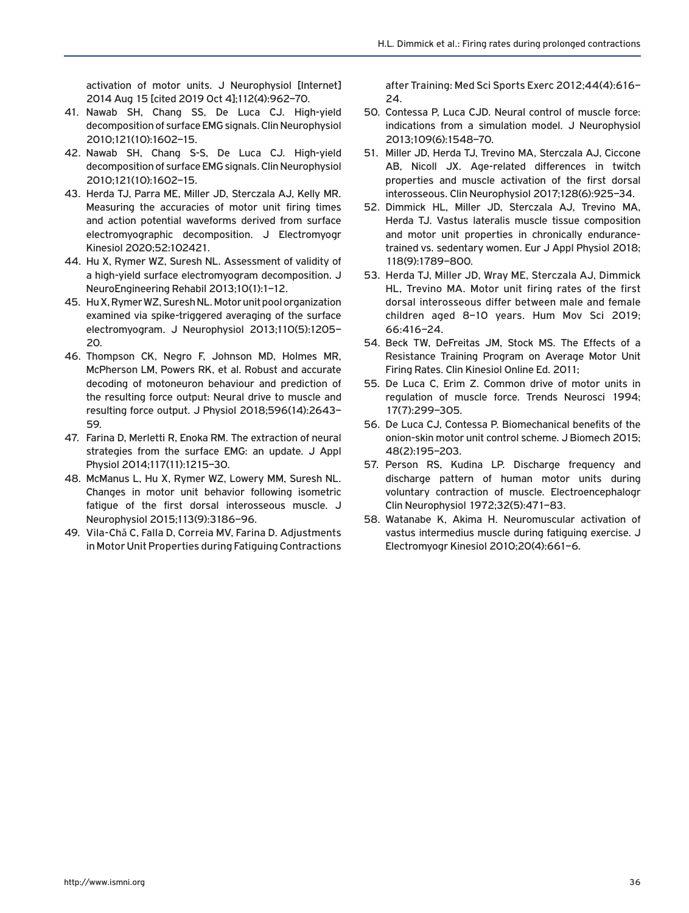activation of motor units. J Neurophysiol [Internet] 2014 Aug 15 [cited 2019 Oct 4];112(4):962–70.

41. Nawab SH, Chang SS, De Luca CJ. High-yield decomposition of surface EMG signals. Clin Neurophysiol 2010;121(10):1602–15.
42. Nawab SH, Chang S-S, De Luca CJ. High-yield decomposition of surface EMG signals. Clin Neurophysiol 2010;121(10):1602–15.
43. Herda TJ, Parra ME, Miller JD, Sterczala AJ, Kelly MR. Measuring the accuracies of motor unit firing times and action potential waveforms derived from surface electromyographic decomposition. J Electromyogr Kinesiol 2020;52:102421.
44. Hu X, Rymer WZ, Suresh NL. Assessment of validity of a high-yield surface electromyogram decomposition. J NeuroEngineering Rehabil 2013;10(1):1–12.
45. Hu X, Rymer WZ, Suresh NL. Motor unit pool organization examined via spike-triggered averaging of the surface electromyogram. J Neurophysiol 2013;110(5):1205–20.
46. Thompson CK, Negro F, Johnson MD, Holmes MR, McPherson LM, Powers RK, et al. Robust and accurate decoding of motoneuron behaviour and prediction of the resulting force output: Neural drive to muscle and resulting force output. J Physiol 2018;596(14):2643–59.
47. Farina D, Merletti R, Enoka RM. The extraction of neural strategies from the surface EMG: an update. J Appl Physiol 2014;117(11):1215–30.
48. McManus L, Hu X, Rymer WZ, Lowery MM, Suresh NL. Changes in motor unit behavior following isometric fatigue of the first dorsal interosseous muscle. J Neurophysiol 2015;113(9):3186–96.
49. Vila-Chã C, Falla D, Correia MV, Farina D. Adjustments in Motor Unit Properties during Fatiguing Contractions after Training: Med Sci Sports Exerc 2012;44(4):616–24.
50. Contessa P, Luca CJD. Neural control of muscle force: indications from a simulation model. J Neurophysiol 2013;109(6):1548–70.
51. Miller JD, Herda TJ, Trevino MA, Sterczala AJ, Ciccone AB, Nicoll JX. Age-related differences in twitch properties and muscle activation of the first dorsal interosseous. Clin Neurophysiol 2017;128(6):925–34.
52. Dimmick HL, Miller JD, Sterczala AJ, Trevino MA, Herda TJ. Vastus lateralis muscle tissue composition and motor unit properties in chronically endurance-trained vs. sedentary women. Eur J Appl Physiol 2018; 118(9):1789–800.
53. Herda TJ, Miller JD, Wray ME, Sterczala AJ, Dimmick HL, Trevino MA. Motor unit firing rates of the first dorsal interosseous differ between male and female children aged 8–10 years. Hum Mov Sci 2019; 66:416–24.
54. Beck TW, DeFreitas JM, Stock MS. The Effects of a Resistance Training Program on Average Motor Unit Firing Rates. Clin Kinesiol Online Ed. 2011;
55. De Luca C, Erim Z. Common drive of motor units in regulation of muscle force. Trends Neurosci 1994; 17(7):299–305.
56. De Luca CJ, Contessa P. Biomechanical benefits of the onion-skin motor unit control scheme. J Biomech 2015; 48(2):195–203.
57. Person RS, Kudina LP. Discharge frequency and discharge pattern of human motor units during voluntary contraction of muscle. Electroencephalogr Clin Neurophysiol 1972;32(5):471–83.
58. Watanabe K, Akima H. Neuromuscular activation of vastus intermedius muscle during fatiguing exercise. J Electromyogr Kinesiol 2010;20(4):661–6.